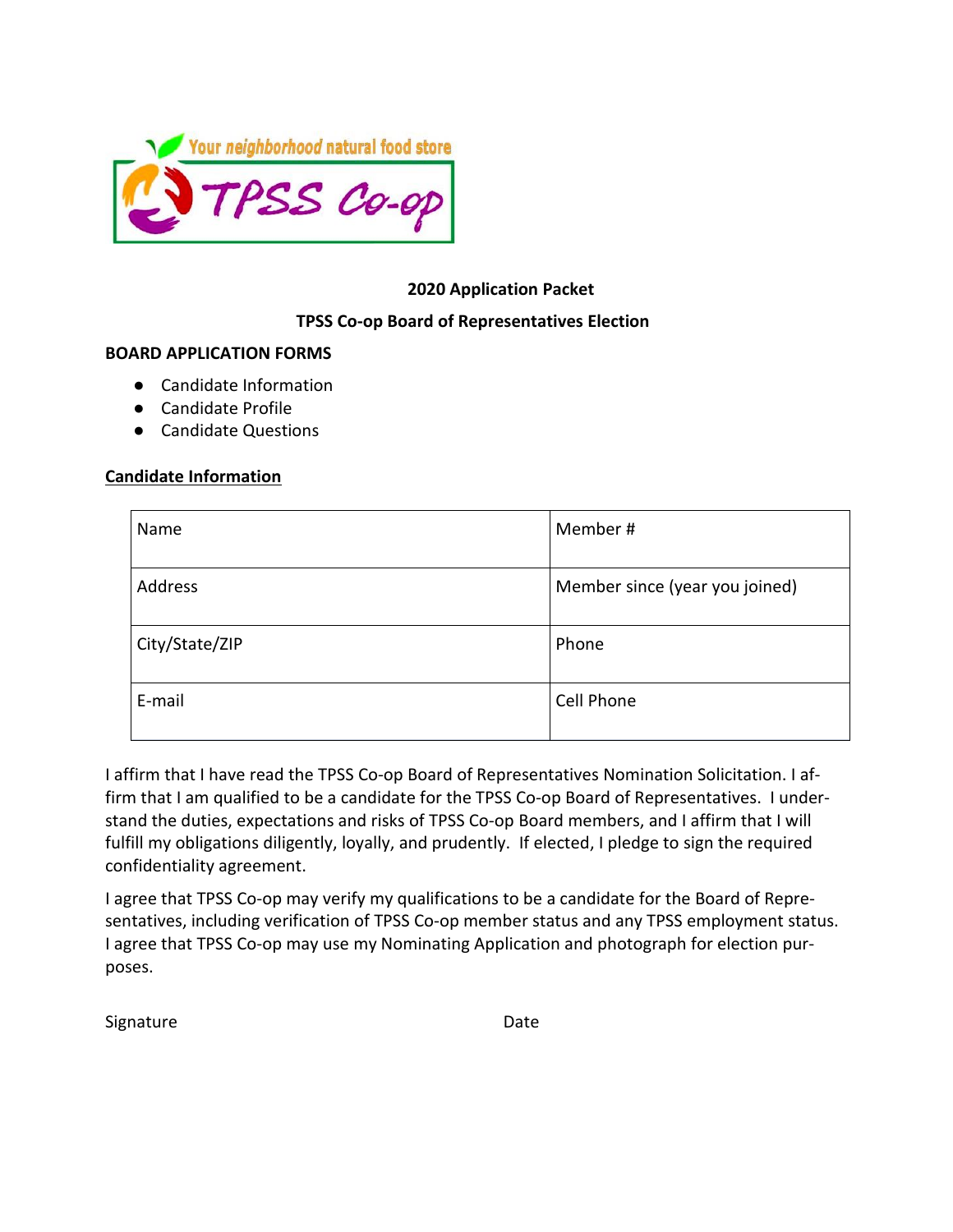Your neighborhood natural food store

TPSS Co-op

**2020 Application Packet**

**TPSS Co-op Board of Representatives Election**

**BOARD APPLICATION FORMS**

- Candidate Information
- Candidate Profile
- Candidate Questions

**Candidate Information**

| Name | Member # |
|---|---|
| Address | Member since (year you joined) |
| City/State/ZIP | Phone |
| E-mail | Cell Phone |

I affirm that I have read the TPSS Co-op Board of Representatives Nomination Solicitation. I affirm that I am qualified to be a candidate for the TPSS Co-op Board of Representatives. I understand the duties, expectations and risks of TPSS Co-op Board members, and I affirm that I will fulfill my obligations diligently, loyally, and prudently. If elected, I pledge to sign the required confidentiality agreement.

I agree that TPSS Co-op may verify my qualifications to be a candidate for the Board of Representatives, including verification of TPSS Co-op member status and any TPSS employment status. I agree that TPSS Co-op may use my Nominating Application and photograph for election purposes.

Signature                                        Date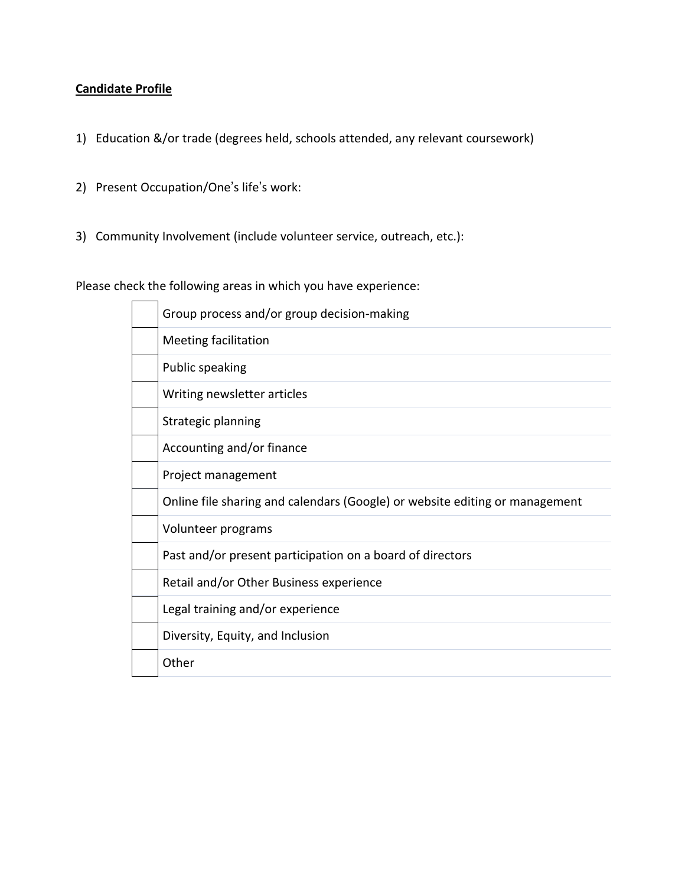**Candidate Profile**

1) Education &/or trade (degrees held, schools attended, any relevant coursework)

2) Present Occupation/One's life's work:

3) Community Involvement (include volunteer service, outreach, etc.):

Please check the following areas in which you have experience:

| | |
|---|---|
| ☐ | Group process and/or group decision-making |
| ☐ | Meeting facilitation |
| ☐ | Public speaking |
| ☐ | Writing newsletter articles |
| ☐ | Strategic planning |
| ☐ | Accounting and/or finance |
| ☐ | Project management |
| ☐ | Online file sharing and calendars (Google) or website editing or management |
| ☐ | Volunteer programs |
| ☐ | Past and/or present participation on a board of directors |
| ☐ | Retail and/or Other Business experience |
| ☐ | Legal training and/or experience |
| ☐ | Diversity, Equity, and Inclusion |
| ☐ | Other |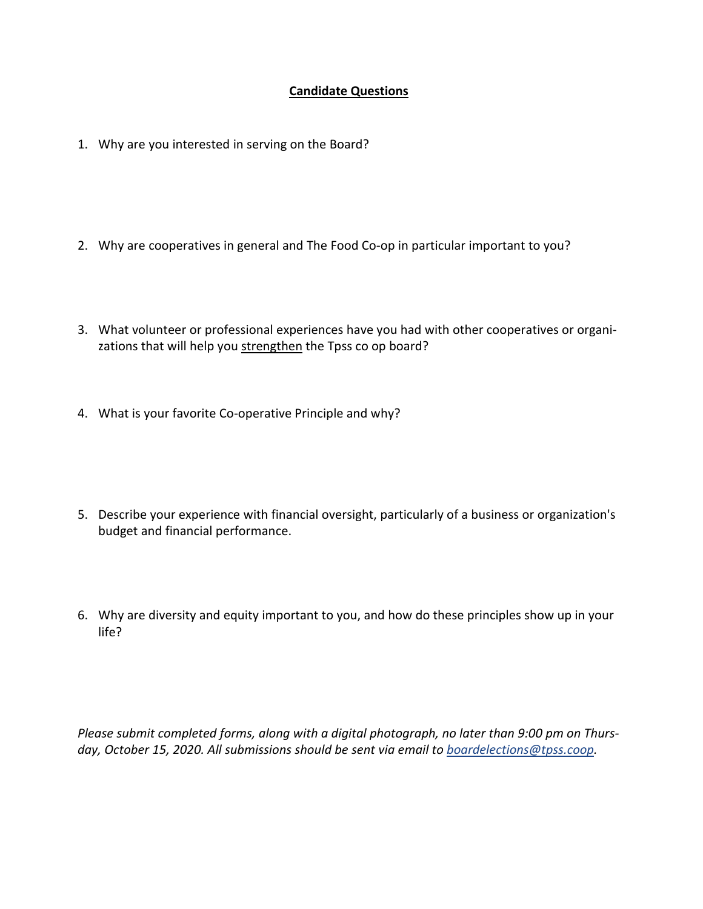**<u>Candidate Questions</u>**

1. Why are you interested in serving on the Board?

2. Why are cooperatives in general and The Food Co-op in particular important to you?

3. What volunteer or professional experiences have you had with other cooperatives or organizations that will help you <u>strengthen</u> the Tpss co op board?

4. What is your favorite Co-operative Principle and why?

5. Describe your experience with financial oversight, particularly of a business or organization's budget and financial performance.

6. Why are diversity and equity important to you, and how do these principles show up in your life?

*Please submit completed forms, along with a digital photograph, no later than 9:00 pm on Thursday, October 15, 2020. All submissions should be sent via email to [boardelections@tpss.coop](mailto:boardelections@tpss.coop).*